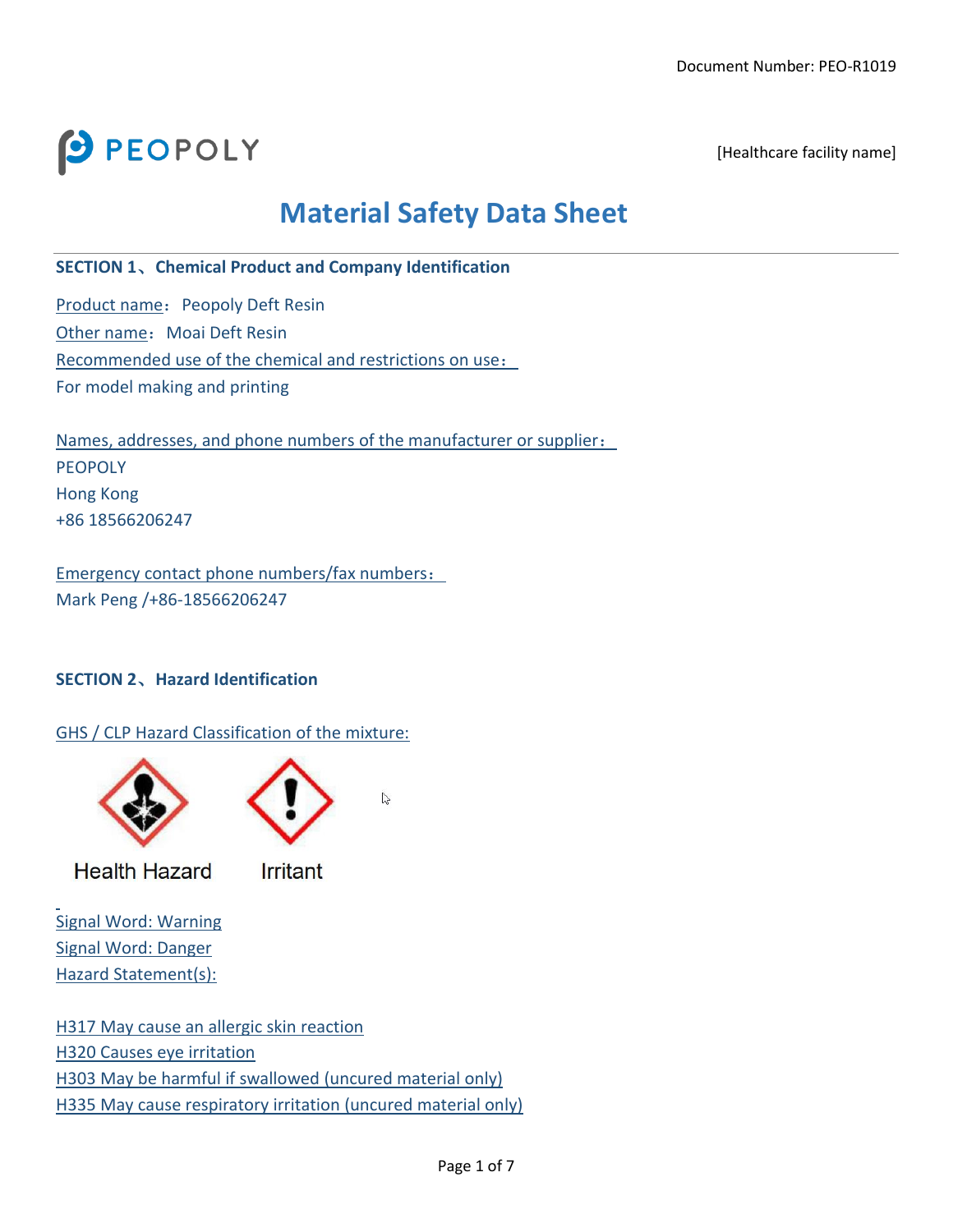Document Number: PEO-R1019

PEOPOLY

[Healthcare facility name]

# Material Safety Data Sheet

## SECTION 1、Chemical Product and Company Identification

Product name：Peopoly Deft Resin

Other name：Moai Deft Resin

Recommended use of the chemical and restrictions on use：

For model making and printing

Names, addresses, and phone numbers of the manufacturer or supplier：

PEOPOLY

Hong Kong

+86 18566206247

Emergency contact phone numbers/fax numbers：

Mark Peng /+86-18566206247

## SECTION 2、Hazard Identification

GHS / CLP Hazard Classification of the mixture:

Health Hazard    Irritant

Signal Word: Warning

Signal Word: Danger

Hazard Statement(s):

H317 May cause an allergic skin reaction

H320 Causes eye irritation

H303 May be harmful if swallowed (uncured material only)

H335 May cause respiratory irritation (uncured material only)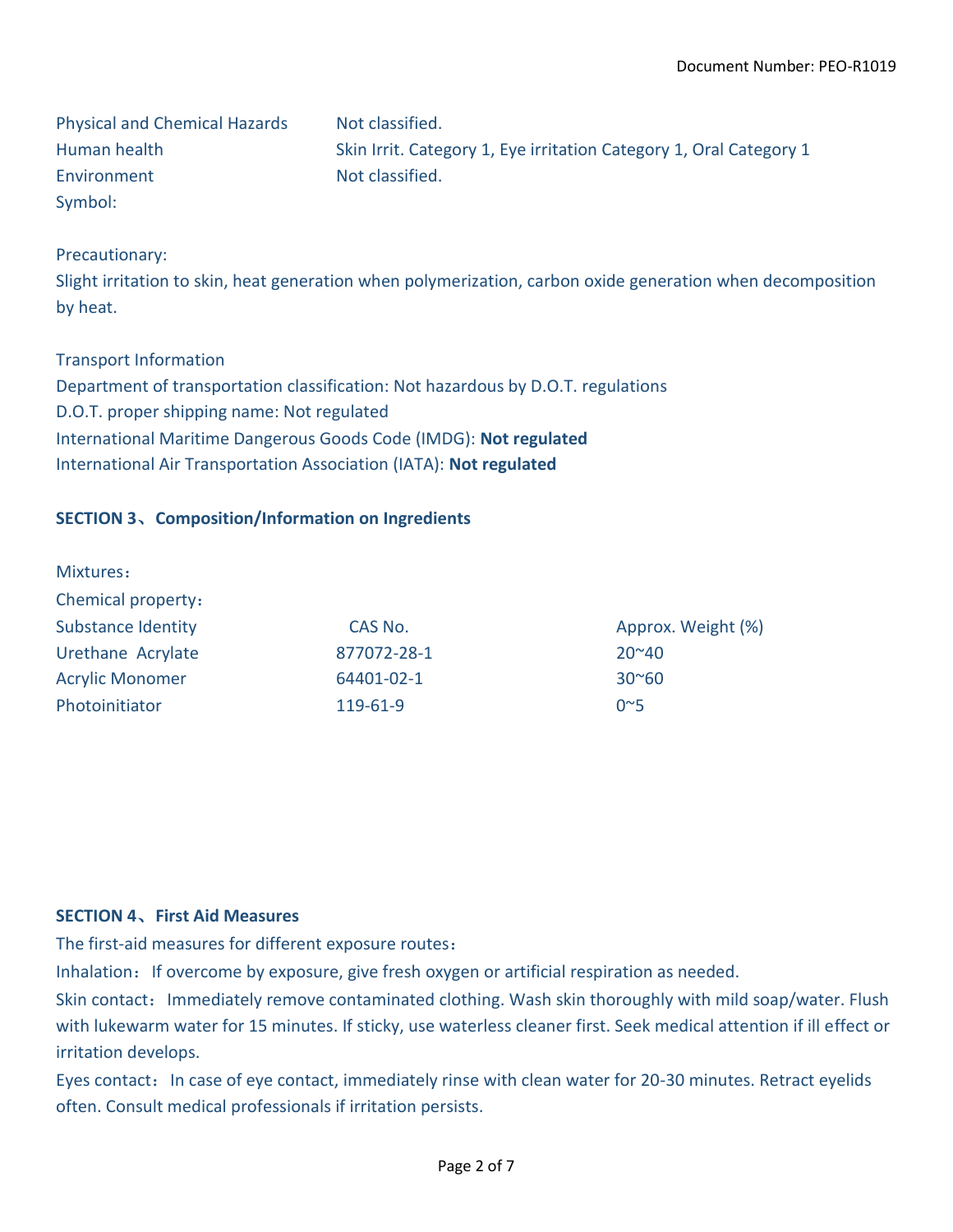| | |
|---|---|
| Physical and Chemical Hazards | Not classified. |
| Human health | Skin Irrit. Category 1, Eye irritation Category 1, Oral Category 1 |
| Environment | Not classified. |
| Symbol: | |

Precautionary:

Slight irritation to skin, heat generation when polymerization, carbon oxide generation when decomposition by heat.

Transport Information

Department of transportation classification: Not hazardous by D.O.T. regulations

D.O.T. proper shipping name: Not regulated

International Maritime Dangerous Goods Code (IMDG): **Not regulated**

International Air Transportation Association (IATA): **Not regulated**

## SECTION 3、Composition/Information on Ingredients

Mixtures：

Chemical property：

| Substance Identity | CAS No. | Approx. Weight (%) |
|---|---|---|
| Urethane Acrylate | 877072-28-1 | 20~40 |
| Acrylic Monomer | 64401-02-1 | 30~60 |
| Photoinitiator | 119-61-9 | 0~5 |

## SECTION 4、First Aid Measures

The first-aid measures for different exposure routes：

Inhalation：If overcome by exposure, give fresh oxygen or artificial respiration as needed.

Skin contact：Immediately remove contaminated clothing. Wash skin thoroughly with mild soap/water. Flush with lukewarm water for 15 minutes. If sticky, use waterless cleaner first. Seek medical attention if ill effect or irritation develops.

Eyes contact：In case of eye contact, immediately rinse with clean water for 20-30 minutes. Retract eyelids often. Consult medical professionals if irritation persists.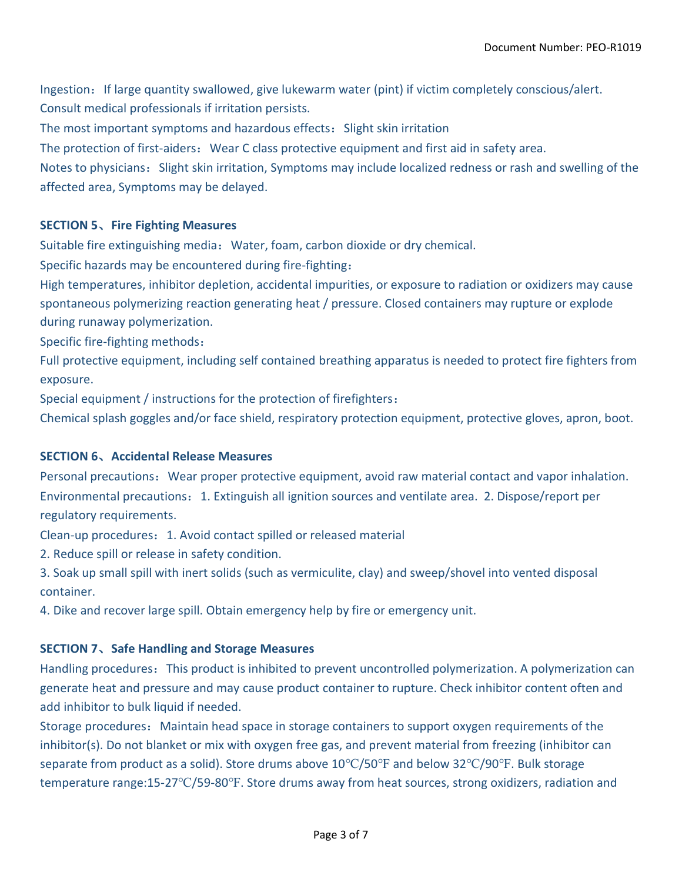Ingestion： If large quantity swallowed, give lukewarm water (pint) if victim completely conscious/alert. Consult medical professionals if irritation persists.

The most important symptoms and hazardous effects： Slight skin irritation

The protection of first-aiders： Wear C class protective equipment and first aid in safety area.

Notes to physicians： Slight skin irritation, Symptoms may include localized redness or rash and swelling of the affected area, Symptoms may be delayed.

## SECTION 5、Fire Fighting Measures

Suitable fire extinguishing media： Water, foam, carbon dioxide or dry chemical.

Specific hazards may be encountered during fire-fighting：

High temperatures, inhibitor depletion, accidental impurities, or exposure to radiation or oxidizers may cause spontaneous polymerizing reaction generating heat / pressure. Closed containers may rupture or explode during runaway polymerization.

Specific fire-fighting methods：

Full protective equipment, including self contained breathing apparatus is needed to protect fire fighters from exposure.

Special equipment / instructions for the protection of firefighters：

Chemical splash goggles and/or face shield, respiratory protection equipment, protective gloves, apron, boot.

## SECTION 6、Accidental Release Measures

Personal precautions： Wear proper protective equipment, avoid raw material contact and vapor inhalation.

Environmental precautions： 1. Extinguish all ignition sources and ventilate area. 2. Dispose/report per regulatory requirements.

Clean-up procedures： 1. Avoid contact spilled or released material

2. Reduce spill or release in safety condition.

3. Soak up small spill with inert solids (such as vermiculite, clay) and sweep/shovel into vented disposal container.

4. Dike and recover large spill. Obtain emergency help by fire or emergency unit.

## SECTION 7、Safe Handling and Storage Measures

Handling procedures： This product is inhibited to prevent uncontrolled polymerization. A polymerization can generate heat and pressure and may cause product container to rupture. Check inhibitor content often and add inhibitor to bulk liquid if needed.

Storage procedures： Maintain head space in storage containers to support oxygen requirements of the inhibitor(s). Do not blanket or mix with oxygen free gas, and prevent material from freezing (inhibitor can separate from product as a solid). Store drums above 10℃/50℉ and below 32℃/90℉. Bulk storage temperature range:15-27℃/59-80℉. Store drums away from heat sources, strong oxidizers, radiation and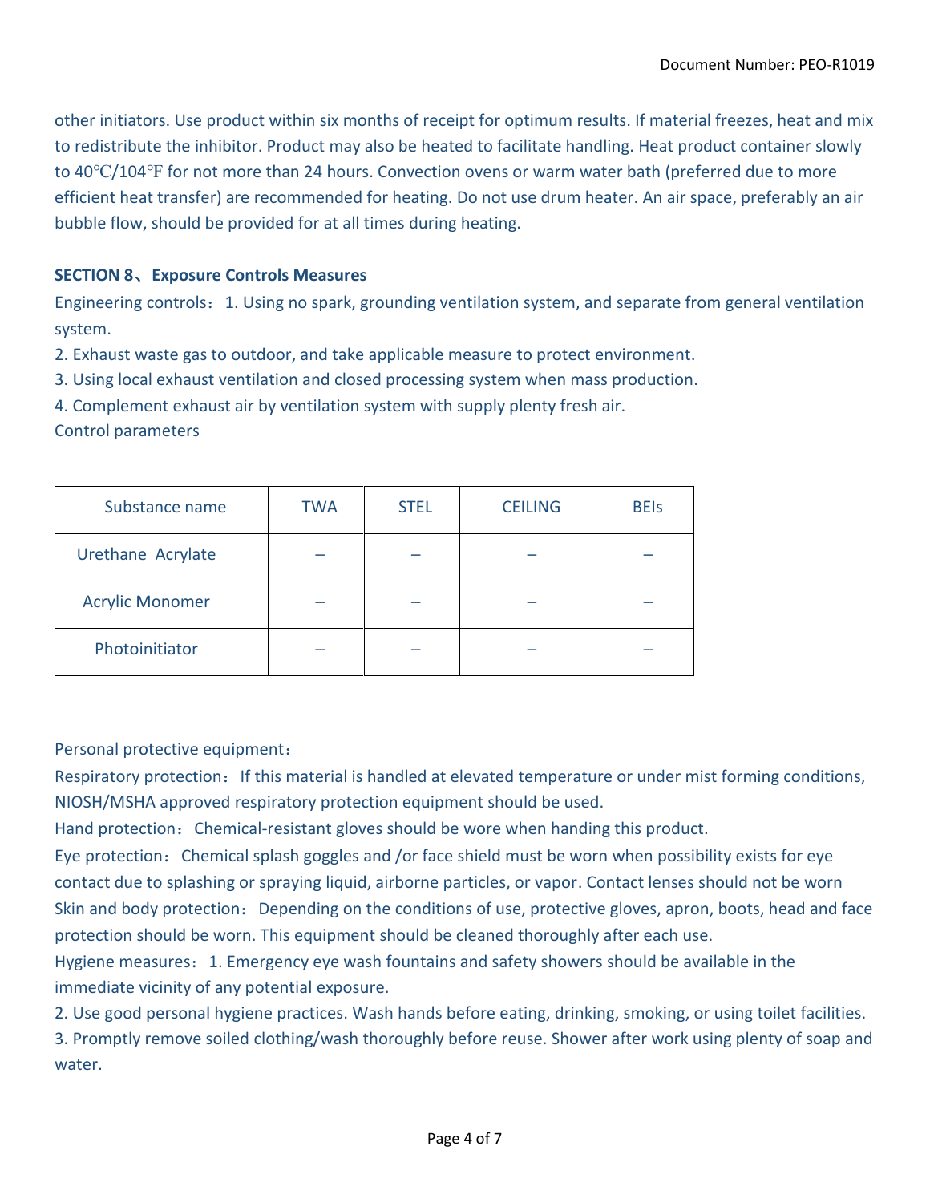other initiators. Use product within six months of receipt for optimum results. If material freezes, heat and mix to redistribute the inhibitor. Product may also be heated to facilitate handling. Heat product container slowly to 40℃/104℉ for not more than 24 hours. Convection ovens or warm water bath (preferred due to more efficient heat transfer) are recommended for heating. Do not use drum heater. An air space, preferably an air bubble flow, should be provided for at all times during heating.

**SECTION 8、Exposure Controls Measures**

Engineering controls：1. Using no spark, grounding ventilation system, and separate from general ventilation system.

2. Exhaust waste gas to outdoor, and take applicable measure to protect environment.

3. Using local exhaust ventilation and closed processing system when mass production.

4. Complement exhaust air by ventilation system with supply plenty fresh air.

Control parameters

| Substance name | TWA | STEL | CEILING | BEIs |
|---|---|---|---|---|
| Urethane Acrylate | – | – | – | – |
| Acrylic Monomer | – | – | – | – |
| Photoinitiator | – | – | – | – |

Personal protective equipment：

Respiratory protection： If this material is handled at elevated temperature or under mist forming conditions, NIOSH/MSHA approved respiratory protection equipment should be used.

Hand protection： Chemical-resistant gloves should be wore when handing this product.

Eye protection： Chemical splash goggles and /or face shield must be worn when possibility exists for eye contact due to splashing or spraying liquid, airborne particles, or vapor. Contact lenses should not be worn

Skin and body protection： Depending on the conditions of use, protective gloves, apron, boots, head and face protection should be worn. This equipment should be cleaned thoroughly after each use.

Hygiene measures： 1. Emergency eye wash fountains and safety showers should be available in the immediate vicinity of any potential exposure.

2. Use good personal hygiene practices. Wash hands before eating, drinking, smoking, or using toilet facilities.

3. Promptly remove soiled clothing/wash thoroughly before reuse. Shower after work using plenty of soap and water.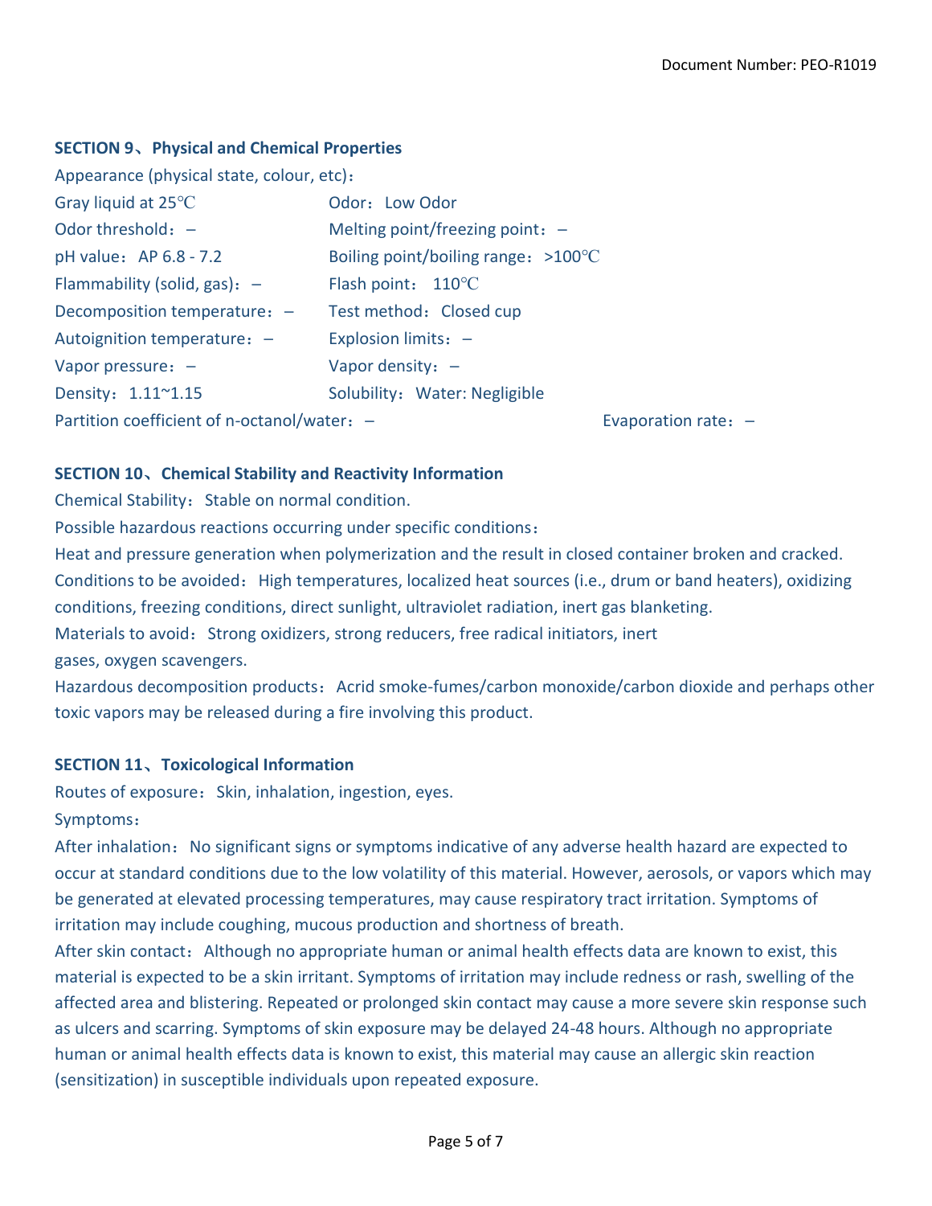## SECTION 9、Physical and Chemical Properties

Appearance (physical state, colour, etc)：

| | |
|---|---|
| Gray liquid at 25℃ | Odor：Low Odor |
| Odor threshold：– | Melting point/freezing point：– |
| pH value：AP 6.8 - 7.2 | Boiling point/boiling range：>100℃ |
| Flammability (solid, gas)：– | Flash point： 110℃ |
| Decomposition temperature：– | Test method：Closed cup |
| Autoignition temperature：– | Explosion limits：– |
| Vapor pressure：– | Vapor density：– |
| Density：1.11~1.15 | Solubility：Water: Negligible |
| Partition coefficient of n-octanol/water：– | Evaporation rate：– |

## SECTION 10、Chemical Stability and Reactivity Information

Chemical Stability：Stable on normal condition.

Possible hazardous reactions occurring under specific conditions：

Heat and pressure generation when polymerization and the result in closed container broken and cracked.

Conditions to be avoided：High temperatures, localized heat sources (i.e., drum or band heaters), oxidizing conditions, freezing conditions, direct sunlight, ultraviolet radiation, inert gas blanketing.

Materials to avoid：Strong oxidizers, strong reducers, free radical initiators, inert gases, oxygen scavengers.

Hazardous decomposition products：Acrid smoke-fumes/carbon monoxide/carbon dioxide and perhaps other toxic vapors may be released during a fire involving this product.

## SECTION 11、Toxicological Information

Routes of exposure：Skin, inhalation, ingestion, eyes.

Symptoms：

After inhalation：No significant signs or symptoms indicative of any adverse health hazard are expected to occur at standard conditions due to the low volatility of this material. However, aerosols, or vapors which may be generated at elevated processing temperatures, may cause respiratory tract irritation. Symptoms of irritation may include coughing, mucous production and shortness of breath.

After skin contact：Although no appropriate human or animal health effects data are known to exist, this material is expected to be a skin irritant. Symptoms of irritation may include redness or rash, swelling of the affected area and blistering. Repeated or prolonged skin contact may cause a more severe skin response such as ulcers and scarring. Symptoms of skin exposure may be delayed 24-48 hours. Although no appropriate human or animal health effects data is known to exist, this material may cause an allergic skin reaction (sensitization) in susceptible individuals upon repeated exposure.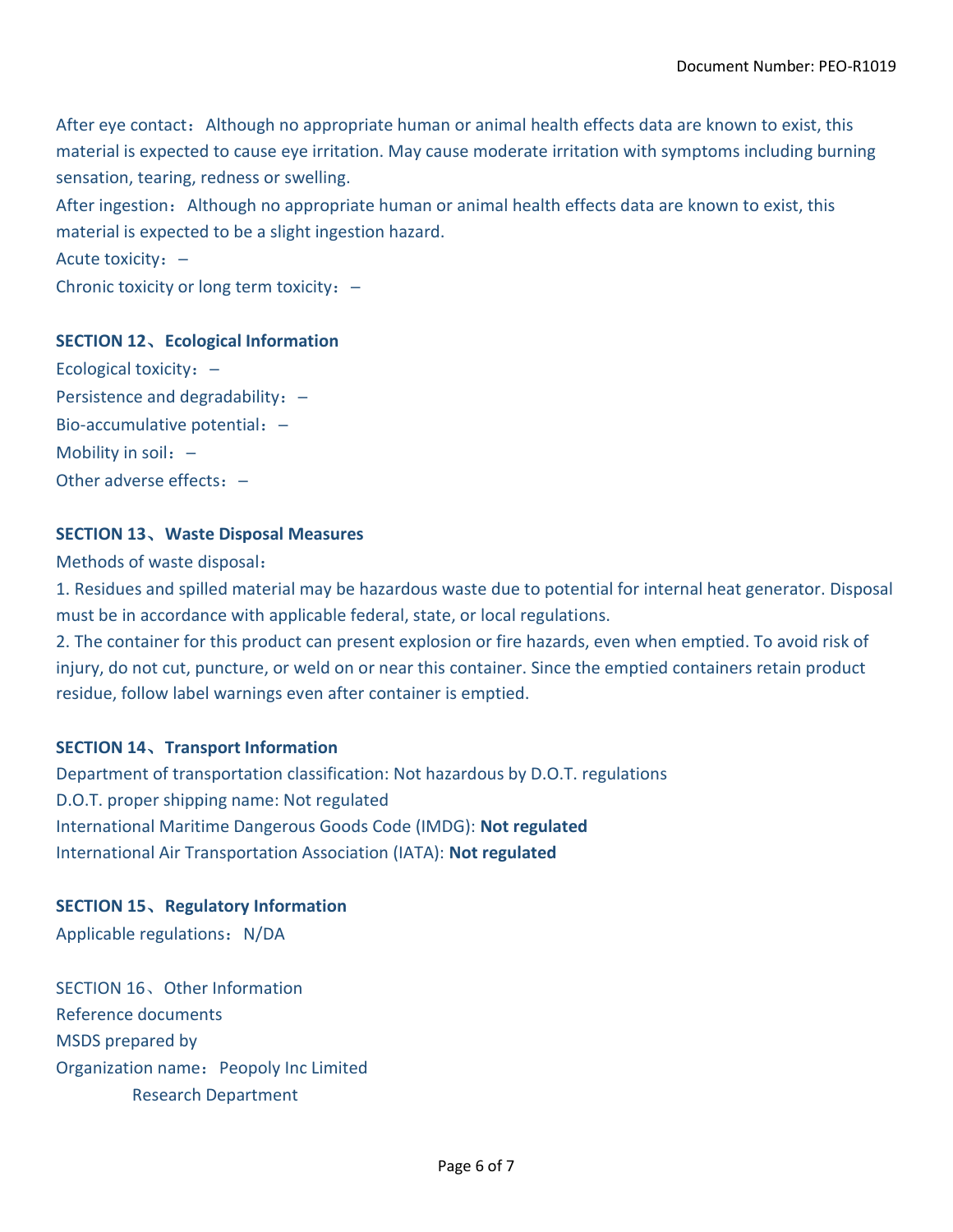After eye contact： Although no appropriate human or animal health effects data are known to exist, this material is expected to cause eye irritation. May cause moderate irritation with symptoms including burning sensation, tearing, redness or swelling.

After ingestion： Although no appropriate human or animal health effects data are known to exist, this material is expected to be a slight ingestion hazard.

Acute toxicity： –

Chronic toxicity or long term toxicity： –

## SECTION 12、Ecological Information

Ecological toxicity： –

Persistence and degradability： –

Bio-accumulative potential： –

Mobility in soil： –

Other adverse effects： –

## SECTION 13、Waste Disposal Measures

Methods of waste disposal：

1. Residues and spilled material may be hazardous waste due to potential for internal heat generator. Disposal must be in accordance with applicable federal, state, or local regulations.
2. The container for this product can present explosion or fire hazards, even when emptied. To avoid risk of injury, do not cut, puncture, or weld on or near this container. Since the emptied containers retain product residue, follow label warnings even after container is emptied.

## SECTION 14、Transport Information

Department of transportation classification: Not hazardous by D.O.T. regulations

D.O.T. proper shipping name: Not regulated

International Maritime Dangerous Goods Code (IMDG): **Not regulated**

International Air Transportation Association (IATA): **Not regulated**

## SECTION 15、Regulatory Information

Applicable regulations： N/DA

## SECTION 16、Other Information

Reference documents

MSDS prepared by

Organization name： Peopoly Inc Limited

Research Department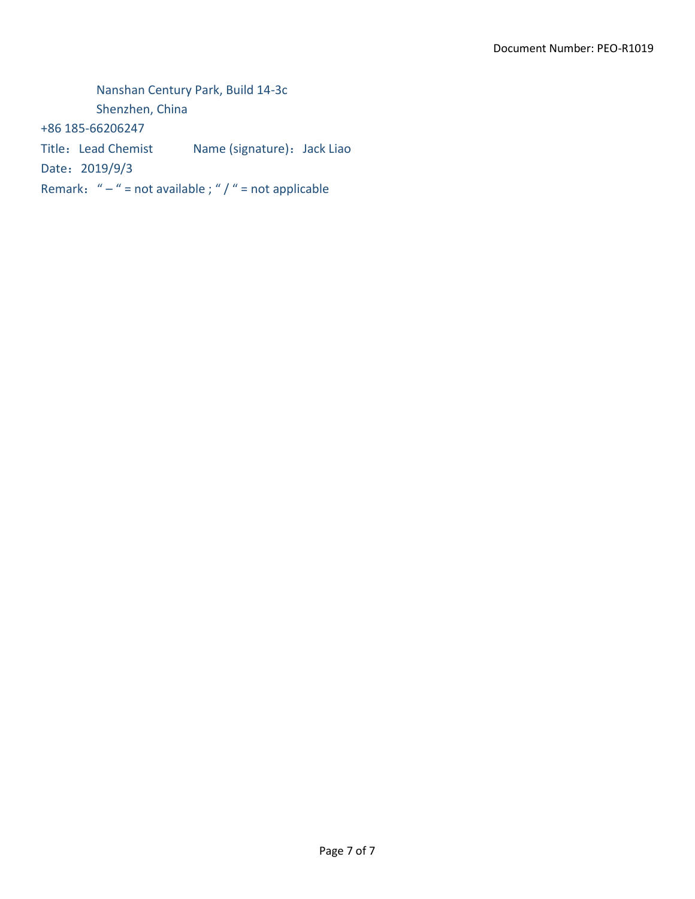Nanshan Century Park, Build 14-3c

Shenzhen, China

+86 185-66206247

Title：Lead Chemist     Name (signature)：Jack Liao

Date：2019/9/3

Remark：" – " = not available ; " / " = not applicable